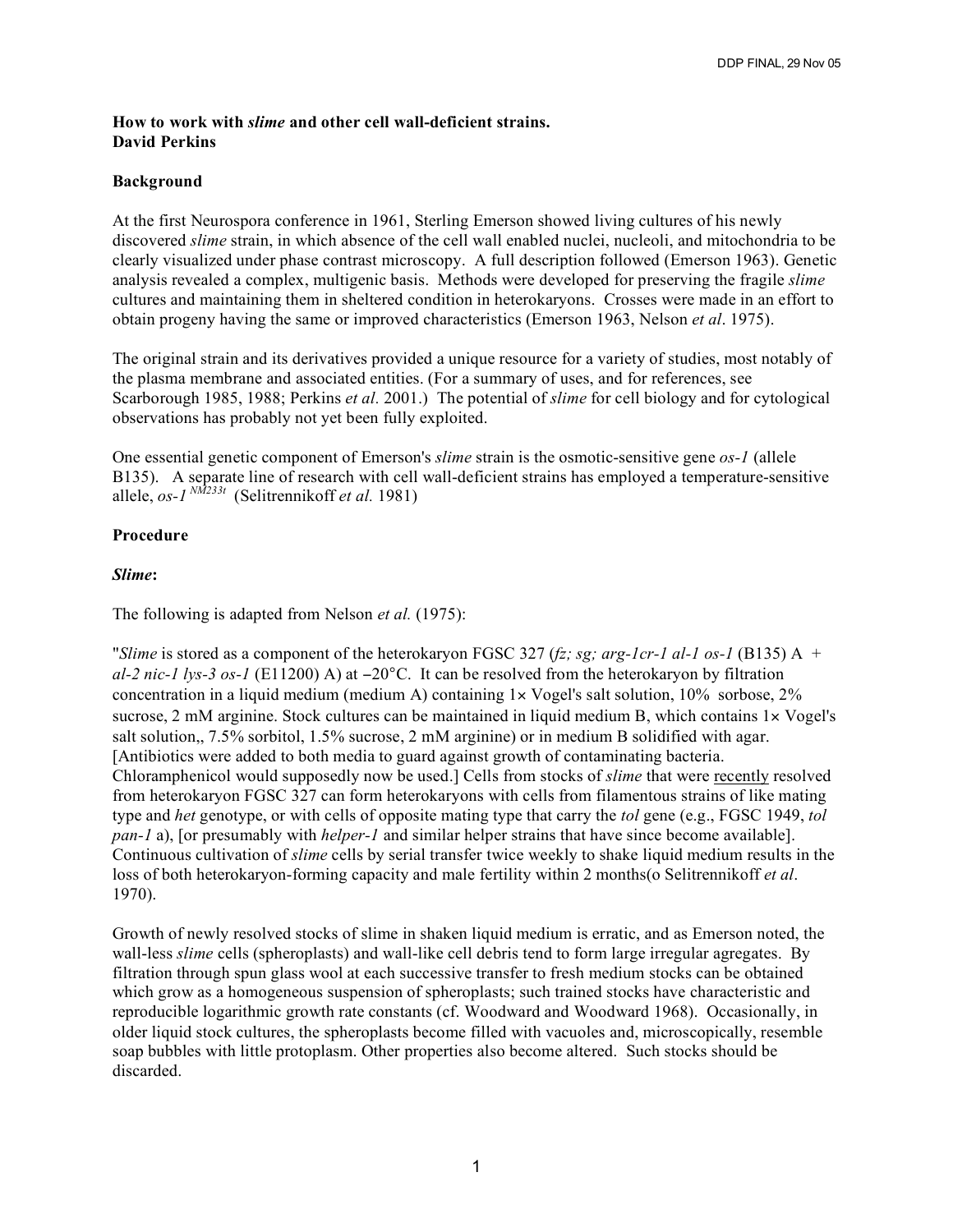**How to work with *slime* and other cell wall-deficient strains.**
**David Perkins**

**Background**

At the first Neurospora conference in 1961, Sterling Emerson showed living cultures of his newly discovered *slime* strain, in which absence of the cell wall enabled nuclei, nucleoli, and mitochondria to be clearly visualized under phase contrast microscopy. A full description followed (Emerson 1963). Genetic analysis revealed a complex, multigenic basis. Methods were developed for preserving the fragile *slime* cultures and maintaining them in sheltered condition in heterokaryons. Crosses were made in an effort to obtain progeny having the same or improved characteristics (Emerson 1963, Nelson *et al*. 1975).

The original strain and its derivatives provided a unique resource for a variety of studies, most notably of the plasma membrane and associated entities. (For a summary of uses, and for references, see Scarborough 1985, 1988; Perkins *et al.* 2001.) The potential of *slime* for cell biology and for cytological observations has probably not yet been fully exploited.

One essential genetic component of Emerson's *slime* strain is the osmotic-sensitive gene *os-1* (allele B135). A separate line of research with cell wall-deficient strains has employed a temperature-sensitive allele, *os-1* $^{NM233t}$ (Selitrennikoff *et al.* 1981)

**Procedure**

***Slime*:**

The following is adapted from Nelson *et al.* (1975):

"*Slime* is stored as a component of the heterokaryon FGSC 327 (*fz; sg; arg-1cr-1 al-1 os-1* (B135) A + *al-2 nic-1 lys-3 os-1* (E11200) A) at −20°C. It can be resolved from the heterokaryon by filtration concentration in a liquid medium (medium A) containing 1× Vogel's salt solution, 10% sorbose, 2% sucrose, 2 mM arginine. Stock cultures can be maintained in liquid medium B, which contains 1× Vogel's salt solution,, 7.5% sorbitol, 1.5% sucrose, 2 mM arginine) or in medium B solidified with agar. [Antibiotics were added to both media to guard against growth of contaminating bacteria. Chloramphenicol would supposedly now be used.] Cells from stocks of *slime* that were <u>recently</u> resolved from heterokaryon FGSC 327 can form heterokaryons with cells from filamentous strains of like mating type and *het* genotype, or with cells of opposite mating type that carry the *tol* gene (e.g., FGSC 1949, *tol pan-1* a), [or presumably with *helper-1* and similar helper strains that have since become available]. Continuous cultivation of *slime* cells by serial transfer twice weekly to shake liquid medium results in the loss of both heterokaryon-forming capacity and male fertility within 2 months(o Selitrennikoff *et al*. 1970).

Growth of newly resolved stocks of slime in shaken liquid medium is erratic, and as Emerson noted, the wall-less *slime* cells (spheroplasts) and wall-like cell debris tend to form large irregular agregates. By filtration through spun glass wool at each successive transfer to fresh medium stocks can be obtained which grow as a homogeneous suspension of spheroplasts; such trained stocks have characteristic and reproducible logarithmic growth rate constants (cf. Woodward and Woodward 1968). Occasionally, in older liquid stock cultures, the spheroplasts become filled with vacuoles and, microscopically, resemble soap bubbles with little protoplasm. Other properties also become altered. Such stocks should be discarded.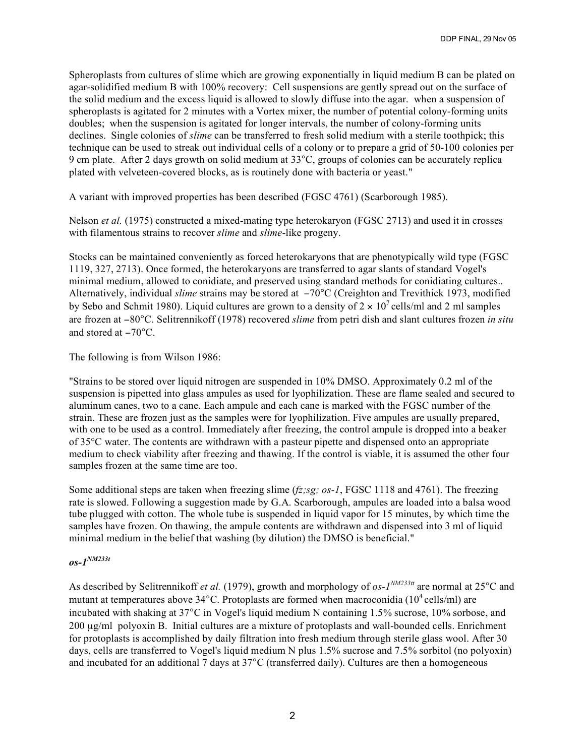Spheroplasts from cultures of slime which are growing exponentially in liquid medium B can be plated on agar-solidified medium B with 100% recovery: Cell suspensions are gently spread out on the surface of the solid medium and the excess liquid is allowed to slowly diffuse into the agar. when a suspension of spheroplasts is agitated for 2 minutes with a Vortex mixer, the number of potential colony-forming units doubles; when the suspension is agitated for longer intervals, the number of colony-forming units declines. Single colonies of *slime* can be transferred to fresh solid medium with a sterile toothpick; this technique can be used to streak out individual cells of a colony or to prepare a grid of 50-100 colonies per 9 cm plate. After 2 days growth on solid medium at 33°C, groups of colonies can be accurately replica plated with velveteen-covered blocks, as is routinely done with bacteria or yeast."

A variant with improved properties has been described (FGSC 4761) (Scarborough 1985).

Nelson *et al.* (1975) constructed a mixed-mating type heterokaryon (FGSC 2713) and used it in crosses with filamentous strains to recover *slime* and *slime*-like progeny.

Stocks can be maintained conveniently as forced heterokaryons that are phenotypically wild type (FGSC 1119, 327, 2713). Once formed, the heterokaryons are transferred to agar slants of standard Vogel's minimal medium, allowed to conidiate, and preserved using standard methods for conidiating cultures.. Alternatively, individual *slime* strains may be stored at −70°C (Creighton and Trevithick 1973, modified by Sebo and Schmit 1980). Liquid cultures are grown to a density of $2 \times 10^7$ cells/ml and 2 ml samples are frozen at −80°C. Selitrennikoff (1978) recovered *slime* from petri dish and slant cultures frozen *in situ* and stored at −70°C.

The following is from Wilson 1986:

"Strains to be stored over liquid nitrogen are suspended in 10% DMSO. Approximately 0.2 ml of the suspension is pipetted into glass ampules as used for lyophilization. These are flame sealed and secured to aluminum canes, two to a cane. Each ampule and each cane is marked with the FGSC number of the strain. These are frozen just as the samples were for lyophilization. Five ampules are usually prepared, with one to be used as a control. Immediately after freezing, the control ampule is dropped into a beaker of 35°C water. The contents are withdrawn with a pasteur pipette and dispensed onto an appropriate medium to check viability after freezing and thawing. If the control is viable, it is assumed the other four samples frozen at the same time are too.

Some additional steps are taken when freezing slime (*fz;sg; os-1*, FGSC 1118 and 4761). The freezing rate is slowed. Following a suggestion made by G.A. Scarborough, ampules are loaded into a balsa wood tube plugged with cotton. The whole tube is suspended in liquid vapor for 15 minutes, by which time the samples have frozen. On thawing, the ampule contents are withdrawn and dispensed into 3 ml of liquid minimal medium in the belief that washing (by dilution) the DMSO is beneficial."

### *os-1$^{NM233t}$*

As described by Selitrennikoff *et al.* (1979), growth and morphology of *os-1$^{NM233tt}$* are normal at 25°C and mutant at temperatures above 34°C. Protoplasts are formed when macroconidia ($10^4$ cells/ml) are incubated with shaking at 37°C in Vogel's liquid medium N containing 1.5% sucrose, 10% sorbose, and 200 μg/ml polyoxin B. Initial cultures are a mixture of protoplasts and wall-bounded cells. Enrichment for protoplasts is accomplished by daily filtration into fresh medium through sterile glass wool. After 30 days, cells are transferred to Vogel's liquid medium N plus 1.5% sucrose and 7.5% sorbitol (no polyoxin) and incubated for an additional 7 days at 37°C (transferred daily). Cultures are then a homogeneous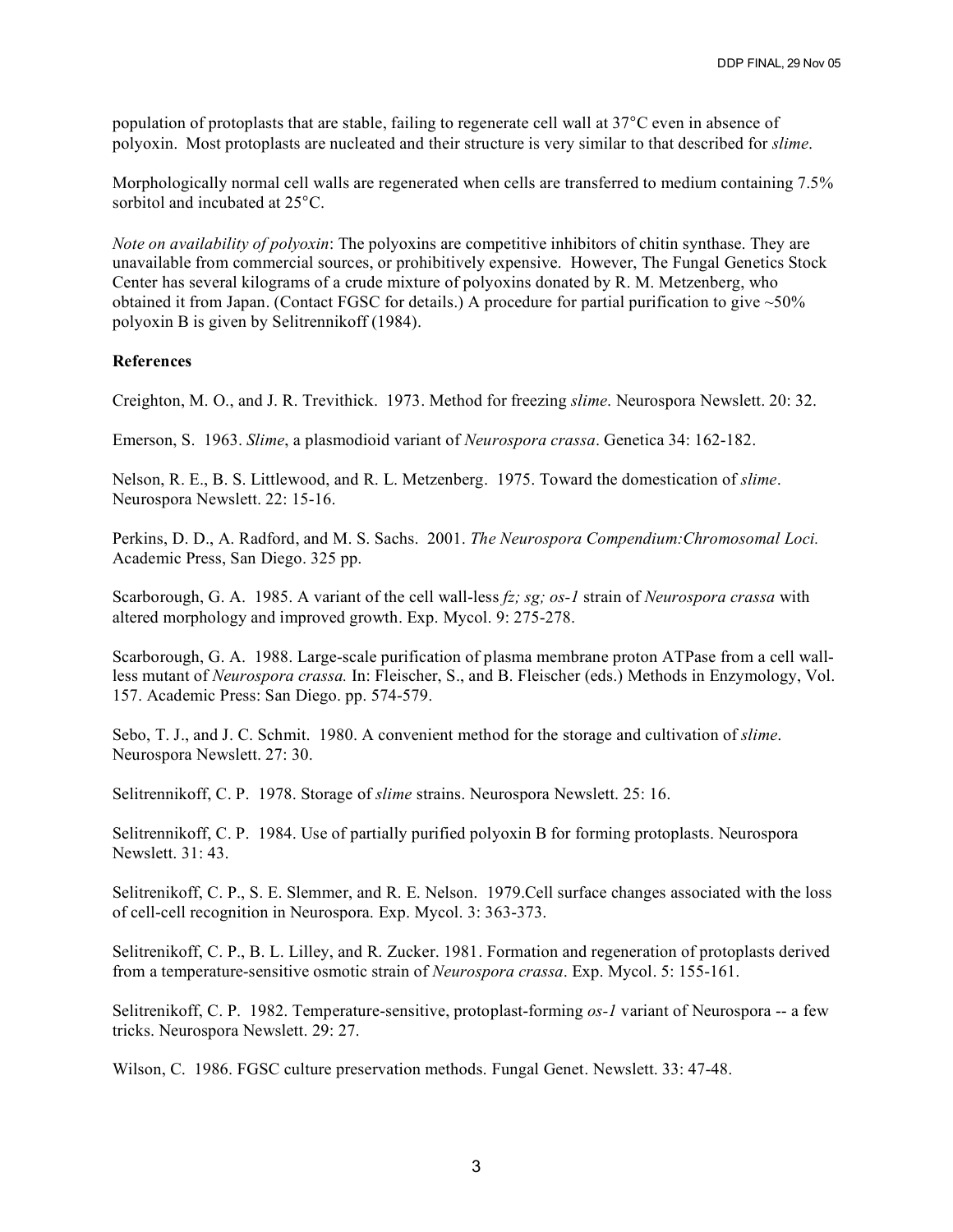population of protoplasts that are stable, failing to regenerate cell wall at 37°C even in absence of polyoxin. Most protoplasts are nucleated and their structure is very similar to that described for *slime*.

Morphologically normal cell walls are regenerated when cells are transferred to medium containing 7.5% sorbitol and incubated at 25°C.

*Note on availability of polyoxin*: The polyoxins are competitive inhibitors of chitin synthase. They are unavailable from commercial sources, or prohibitively expensive. However, The Fungal Genetics Stock Center has several kilograms of a crude mixture of polyoxins donated by R. M. Metzenberg, who obtained it from Japan. (Contact FGSC for details.) A procedure for partial purification to give ~50% polyoxin B is given by Selitrennikoff (1984).

**References**

Creighton, M. O., and J. R. Trevithick. 1973. Method for freezing *slime*. Neurospora Newslett. 20: 32.

Emerson, S. 1963. *Slime*, a plasmodioid variant of *Neurospora crassa*. Genetica 34: 162-182.

Nelson, R. E., B. S. Littlewood, and R. L. Metzenberg. 1975. Toward the domestication of *slime*. Neurospora Newslett. 22: 15-16.

Perkins, D. D., A. Radford, and M. S. Sachs. 2001. *The Neurospora Compendium:Chromosomal Loci.* Academic Press, San Diego. 325 pp.

Scarborough, G. A. 1985. A variant of the cell wall-less *fz; sg; os-1* strain of *Neurospora crassa* with altered morphology and improved growth. Exp. Mycol. 9: 275-278.

Scarborough, G. A. 1988. Large-scale purification of plasma membrane proton ATPase from a cell wall-less mutant of *Neurospora crassa.* In: Fleischer, S., and B. Fleischer (eds.) Methods in Enzymology, Vol. 157. Academic Press: San Diego. pp. 574-579.

Sebo, T. J., and J. C. Schmit. 1980. A convenient method for the storage and cultivation of *slime*. Neurospora Newslett. 27: 30.

Selitrennikoff, C. P. 1978. Storage of *slime* strains. Neurospora Newslett. 25: 16.

Selitrennikoff, C. P. 1984. Use of partially purified polyoxin B for forming protoplasts. Neurospora Newslett. 31: 43.

Selitrenikoff, C. P., S. E. Slemmer, and R. E. Nelson. 1979.Cell surface changes associated with the loss of cell-cell recognition in Neurospora. Exp. Mycol. 3: 363-373.

Selitrenikoff, C. P., B. L. Lilley, and R. Zucker. 1981. Formation and regeneration of protoplasts derived from a temperature-sensitive osmotic strain of *Neurospora crassa*. Exp. Mycol. 5: 155-161.

Selitrenikoff, C. P. 1982. Temperature-sensitive, protoplast-forming *os-1* variant of Neurospora -- a few tricks. Neurospora Newslett. 29: 27.

Wilson, C. 1986. FGSC culture preservation methods. Fungal Genet. Newslett. 33: 47-48.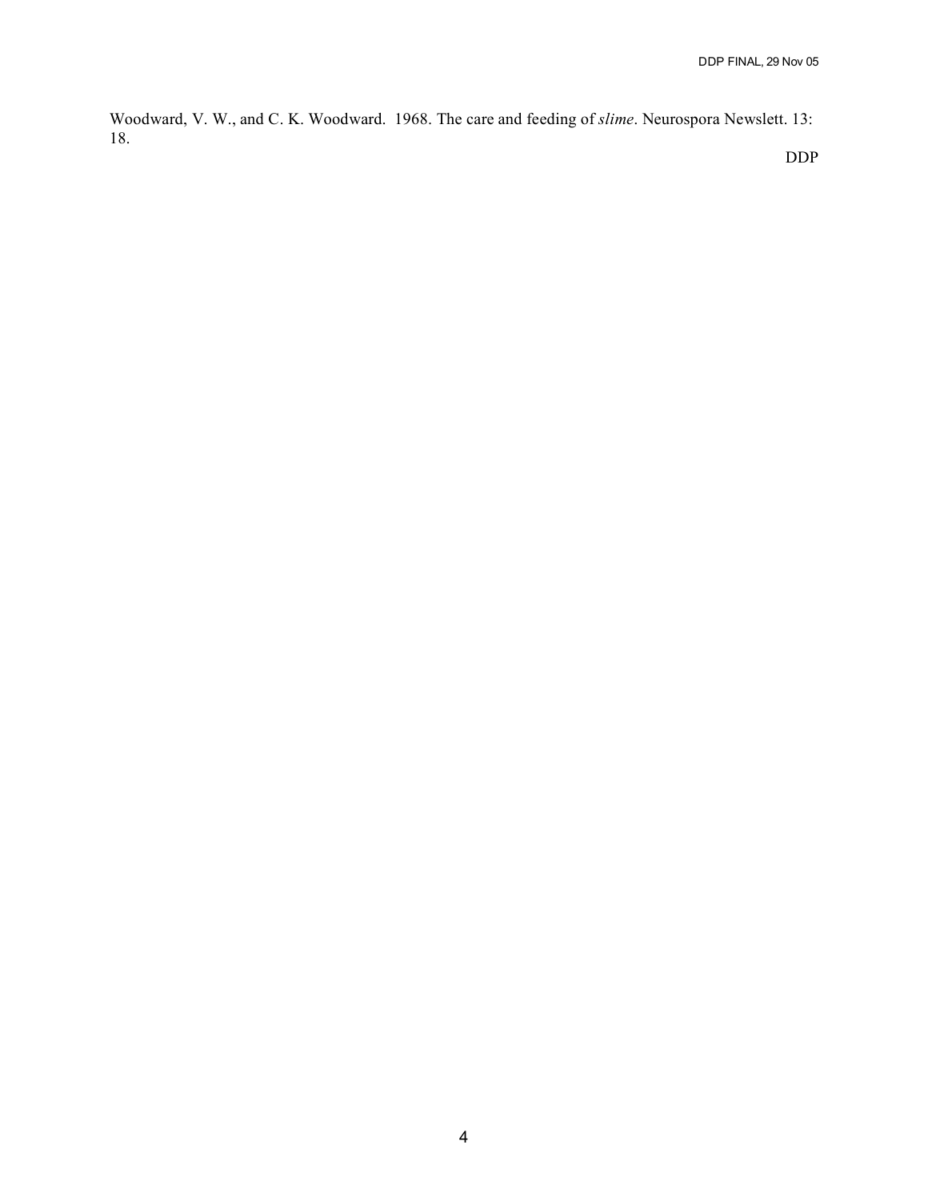Woodward, V. W., and C. K. Woodward. 1968. The care and feeding of *slime*. Neurospora Newslett. 13: 18.

DDP